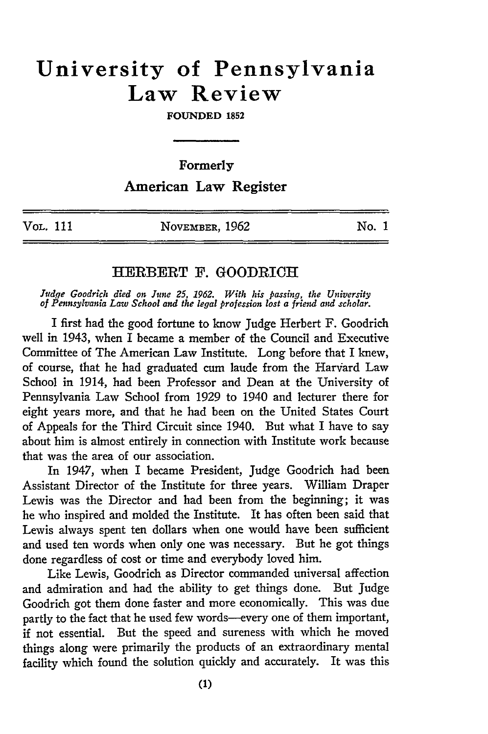# University of Pennsylvania Law Review

FOUNDED 1852

Formerly

American Law Register

| VOL. 111 | NOVEMBER, 1962 | No. 1 |
|---|---|---|

## HERBERT F. GOODRICH

*Judge Goodrich died on June 25, 1962. With his passing, the University of Pennsylvania Law School and the legal profession lost a friend and scholar.*

I first had the good fortune to know Judge Herbert F. Goodrich well in 1943, when I became a member of the Council and Executive Committee of The American Law Institute. Long before that I knew, of course, that he had graduated cum laude from the Harvard Law School in 1914, had been Professor and Dean at the University of Pennsylvania Law School from 1929 to 1940 and lecturer there for eight years more, and that he had been on the United States Court of Appeals for the Third Circuit since 1940. But what I have to say about him is almost entirely in connection with Institute work because that was the area of our association.

In 1947, when I became President, Judge Goodrich had been Assistant Director of the Institute for three years. William Draper Lewis was the Director and had been from the beginning; it was he who inspired and molded the Institute. It has often been said that Lewis always spent ten dollars when one would have been sufficient and used ten words when only one was necessary. But he got things done regardless of cost or time and everybody loved him.

Like Lewis, Goodrich as Director commanded universal affection and admiration and had the ability to get things done. But Judge Goodrich got them done faster and more economically. This was due partly to the fact that he used few words—every one of them important, if not essential. But the speed and sureness with which he moved things along were primarily the products of an extraordinary mental facility which found the solution quickly and accurately. It was this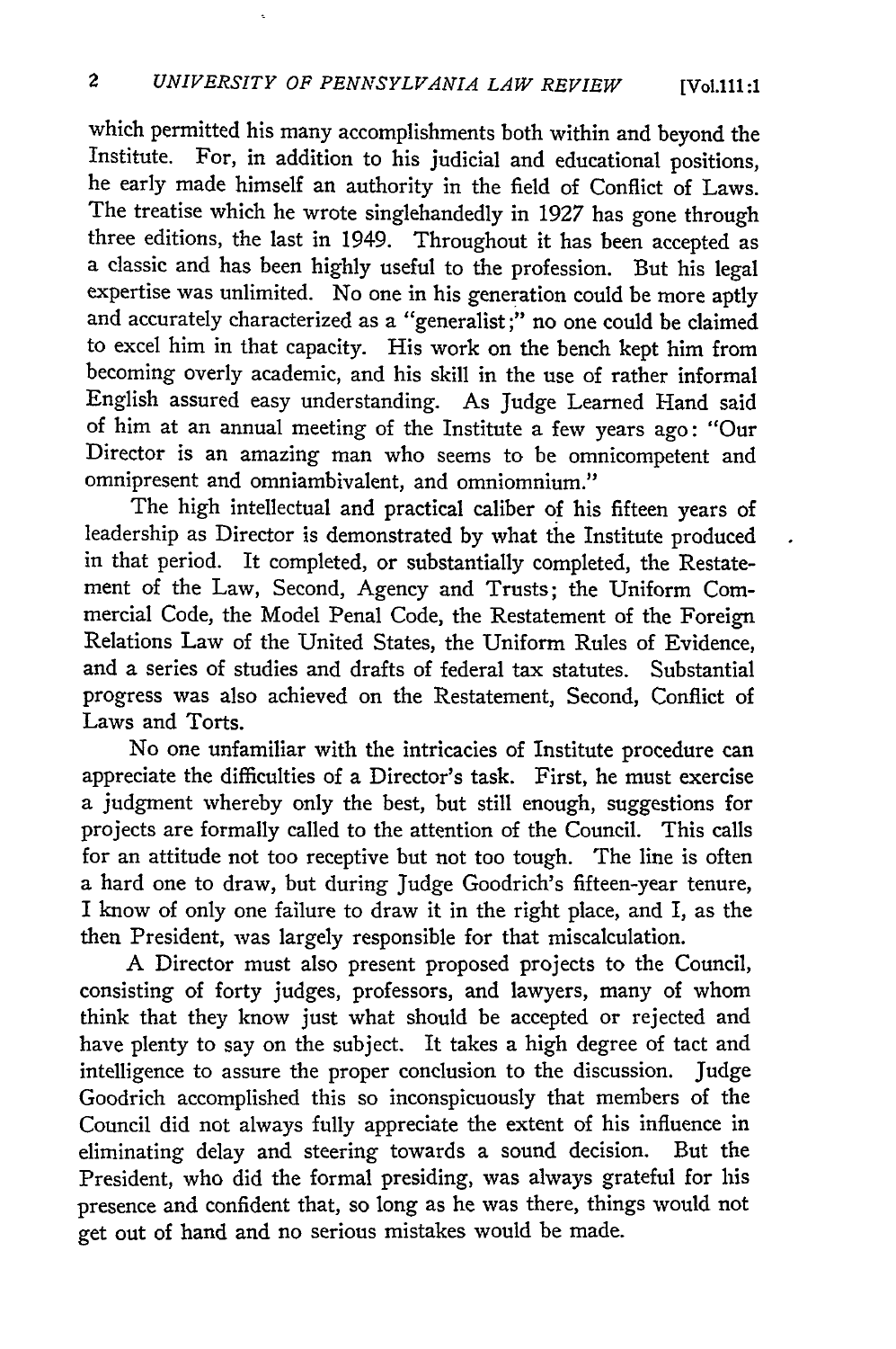which permitted his many accomplishments both within and beyond the Institute. For, in addition to his judicial and educational positions, he early made himself an authority in the field of Conflict of Laws. The treatise which he wrote singlehandedly in 1927 has gone through three editions, the last in 1949. Throughout it has been accepted as a classic and has been highly useful to the profession. But his legal expertise was unlimited. No one in his generation could be more aptly and accurately characterized as a "generalist;" no one could be claimed to excel him in that capacity. His work on the bench kept him from becoming overly academic, and his skill in the use of rather informal English assured easy understanding. As Judge Learned Hand said of him at an annual meeting of the Institute a few years ago: "Our Director is an amazing man who seems to be omnicompetent and omnipresent and omniambivalent, and omniomnium."

The high intellectual and practical caliber of his fifteen years of leadership as Director is demonstrated by what the Institute produced in that period. It completed, or substantially completed, the Restatement of the Law, Second, Agency and Trusts; the Uniform Commercial Code, the Model Penal Code, the Restatement of the Foreign Relations Law of the United States, the Uniform Rules of Evidence, and a series of studies and drafts of federal tax statutes. Substantial progress was also achieved on the Restatement, Second, Conflict of Laws and Torts.

No one unfamiliar with the intricacies of Institute procedure can appreciate the difficulties of a Director's task. First, he must exercise a judgment whereby only the best, but still enough, suggestions for projects are formally called to the attention of the Council. This calls for an attitude not too receptive but not too tough. The line is often a hard one to draw, but during Judge Goodrich's fifteen-year tenure, I know of only one failure to draw it in the right place, and I, as the then President, was largely responsible for that miscalculation.

A Director must also present proposed projects to the Council, consisting of forty judges, professors, and lawyers, many of whom think that they know just what should be accepted or rejected and have plenty to say on the subject. It takes a high degree of tact and intelligence to assure the proper conclusion to the discussion. Judge Goodrich accomplished this so inconspicuously that members of the Council did not always fully appreciate the extent of his influence in eliminating delay and steering towards a sound decision. But the President, who did the formal presiding, was always grateful for his presence and confident that, so long as he was there, things would not get out of hand and no serious mistakes would be made.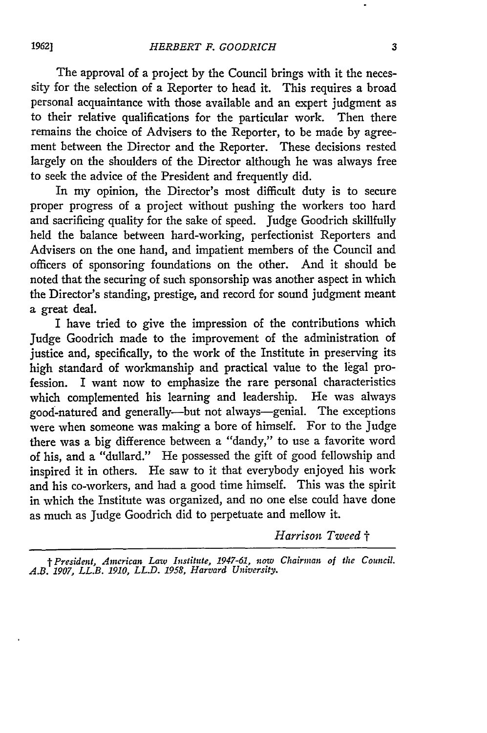The approval of a project by the Council brings with it the necessity for the selection of a Reporter to head it. This requires a broad personal acquaintance with those available and an expert judgment as to their relative qualifications for the particular work. Then there remains the choice of Advisers to the Reporter, to be made by agreement between the Director and the Reporter. These decisions rested largely on the shoulders of the Director although he was always free to seek the advice of the President and frequently did.

In my opinion, the Director's most difficult duty is to secure proper progress of a project without pushing the workers too hard and sacrificing quality for the sake of speed. Judge Goodrich skillfully held the balance between hard-working, perfectionist Reporters and Advisers on the one hand, and impatient members of the Council and officers of sponsoring foundations on the other. And it should be noted that the securing of such sponsorship was another aspect in which the Director's standing, prestige, and record for sound judgment meant a great deal.

I have tried to give the impression of the contributions which Judge Goodrich made to the improvement of the administration of justice and, specifically, to the work of the Institute in preserving its high standard of workmanship and practical value to the legal profession. I want now to emphasize the rare personal characteristics which complemented his learning and leadership. He was always good-natured and generally—but not always—genial. The exceptions were when someone was making a bore of himself. For to the Judge there was a big difference between a "dandy," to use a favorite word of his, and a "dullard." He possessed the gift of good fellowship and inspired it in others. He saw to it that everybody enjoyed his work and his co-workers, and had a good time himself. This was the spirit in which the Institute was organized, and no one else could have done as much as Judge Goodrich did to perpetuate and mellow it.

*Harrison Tweed* †

---

† *President, American Law Institute, 1947-61, now Chairman of the Council. A.B. 1907, LL.B. 1910, LL.D. 1958, Harvard University.*